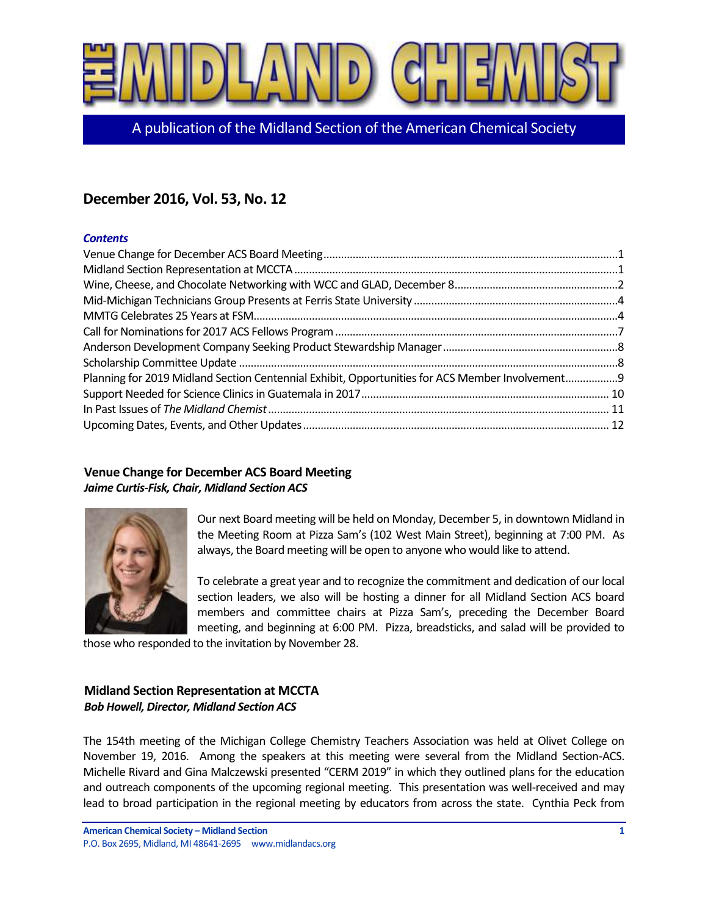# THE MIDLAND CHEMIST

A publication of the Midland Section of the American Chemical Society

## December 2016, Vol. 53, No. 12

***Contents***

Venue Change for December ACS Board Meeting....1
Midland Section Representation at MCCTA....1
Wine, Cheese, and Chocolate Networking with WCC and GLAD, December 8....2
Mid-Michigan Technicians Group Presents at Ferris State University....4
MMTG Celebrates 25 Years at FSM....4
Call for Nominations for 2017 ACS Fellows Program....7
Anderson Development Company Seeking Product Stewardship Manager....8
Scholarship Committee Update....8
Planning for 2019 Midland Section Centennial Exhibit, Opportunities for ACS Member Involvement....9
Support Needed for Science Clinics in Guatemala in 2017....10
In Past Issues of *The Midland Chemist*....11
Upcoming Dates, Events, and Other Updates....12

### Venue Change for December ACS Board Meeting

***Jaime Curtis-Fisk, Chair, Midland Section ACS***

Our next Board meeting will be held on Monday, December 5, in downtown Midland in the Meeting Room at Pizza Sam's (102 West Main Street), beginning at 7:00 PM. As always, the Board meeting will be open to anyone who would like to attend.

To celebrate a great year and to recognize the commitment and dedication of our local section leaders, we also will be hosting a dinner for all Midland Section ACS board members and committee chairs at Pizza Sam's, preceding the December Board meeting, and beginning at 6:00 PM. Pizza, breadsticks, and salad will be provided to those who responded to the invitation by November 28.

### Midland Section Representation at MCCTA

***Bob Howell, Director, Midland Section ACS***

The 154th meeting of the Michigan College Chemistry Teachers Association was held at Olivet College on November 19, 2016. Among the speakers at this meeting were several from the Midland Section-ACS. Michelle Rivard and Gina Malczewski presented "CERM 2019" in which they outlined plans for the education and outreach components of the upcoming regional meeting. This presentation was well-received and may lead to broad participation in the regional meeting by educators from across the state. Cynthia Peck from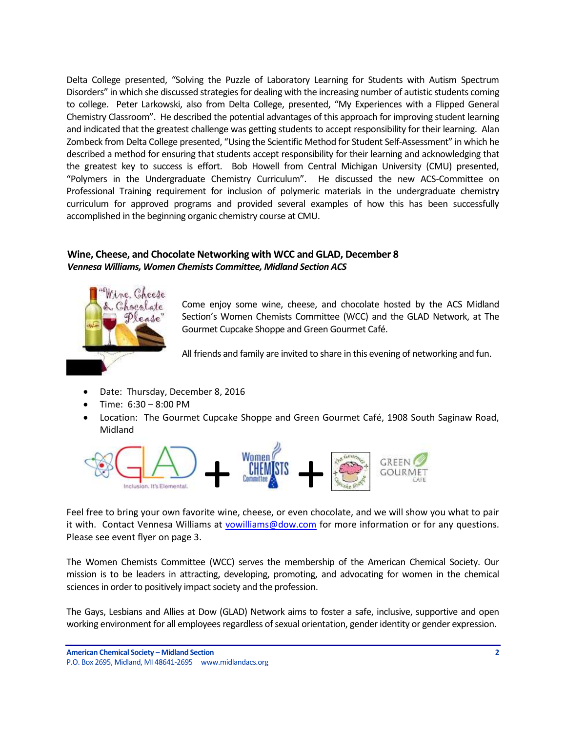Delta College presented, "Solving the Puzzle of Laboratory Learning for Students with Autism Spectrum Disorders" in which she discussed strategies for dealing with the increasing number of autistic students coming to college. Peter Larkowski, also from Delta College, presented, "My Experiences with a Flipped General Chemistry Classroom". He described the potential advantages of this approach for improving student learning and indicated that the greatest challenge was getting students to accept responsibility for their learning. Alan Zombeck from Delta College presented, "Using the Scientific Method for Student Self-Assessment" in which he described a method for ensuring that students accept responsibility for their learning and acknowledging that the greatest key to success is effort. Bob Howell from Central Michigan University (CMU) presented, "Polymers in the Undergraduate Chemistry Curriculum". He discussed the new ACS-Committee on Professional Training requirement for inclusion of polymeric materials in the undergraduate chemistry curriculum for approved programs and provided several examples of how this has been successfully accomplished in the beginning organic chemistry course at CMU.

## Wine, Cheese, and Chocolate Networking with WCC and GLAD, December 8

***Vennesa Williams, Women Chemists Committee, Midland Section ACS***

Come enjoy some wine, cheese, and chocolate hosted by the ACS Midland Section's Women Chemists Committee (WCC) and the GLAD Network, at The Gourmet Cupcake Shoppe and Green Gourmet Café.

All friends and family are invited to share in this evening of networking and fun.

- Date: Thursday, December 8, 2016
- Time: 6:30 – 8:00 PM
- Location: The Gourmet Cupcake Shoppe and Green Gourmet Café, 1908 South Saginaw Road, Midland

Feel free to bring your own favorite wine, cheese, or even chocolate, and we will show you what to pair it with. Contact Vennesa Williams at vowilliams@dow.com for more information or for any questions. Please see event flyer on page 3.

The Women Chemists Committee (WCC) serves the membership of the American Chemical Society. Our mission is to be leaders in attracting, developing, promoting, and advocating for women in the chemical sciences in order to positively impact society and the profession.

The Gays, Lesbians and Allies at Dow (GLAD) Network aims to foster a safe, inclusive, supportive and open working environment for all employees regardless of sexual orientation, gender identity or gender expression.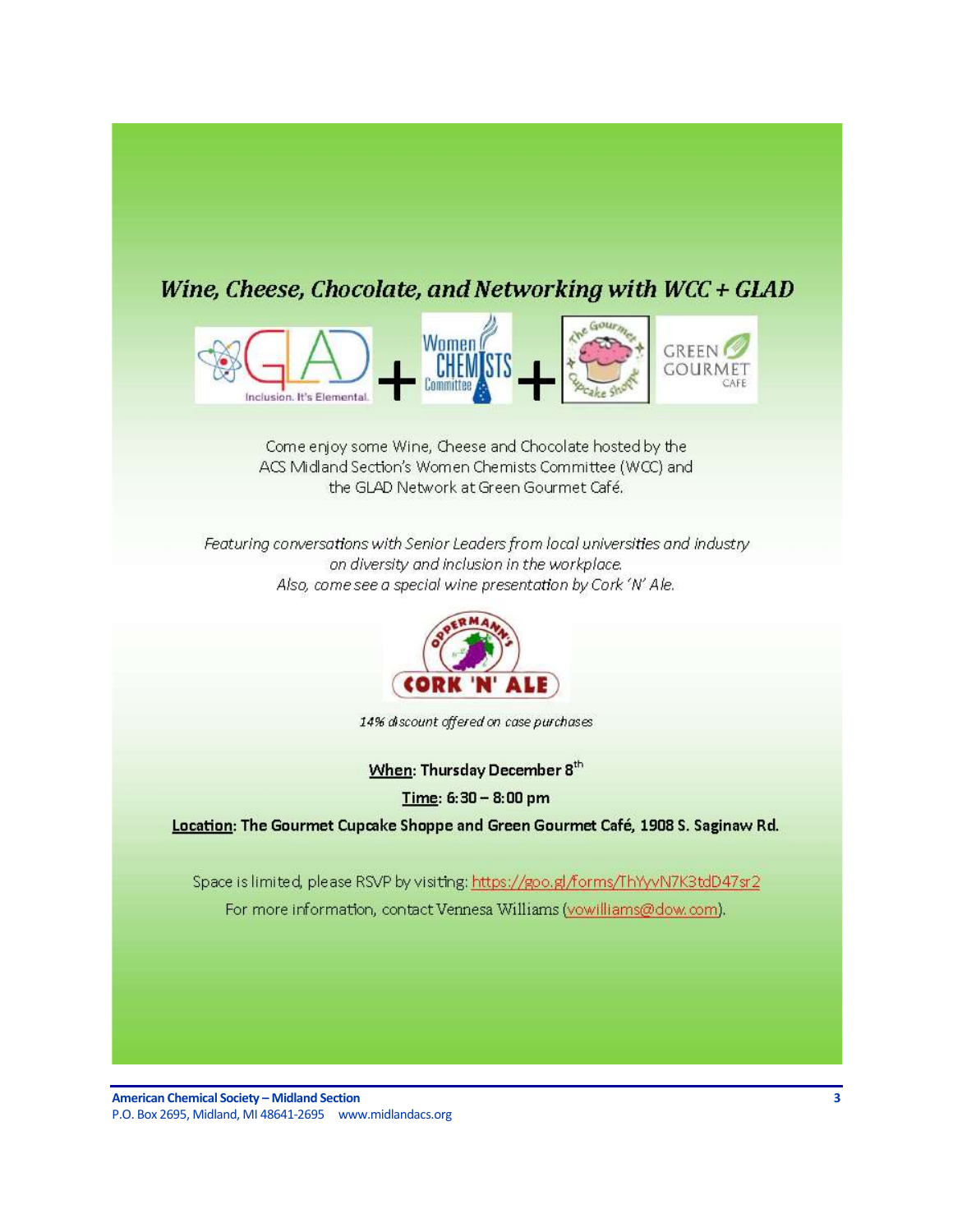## *Wine, Cheese, Chocolate, and Networking with WCC + GLAD*

Come enjoy some Wine, Cheese and Chocolate hosted by the ACS Midland Section's Women Chemists Committee (WCC) and the GLAD Network at Green Gourmet Café.

*Featuring conversations with Senior Leaders from local universities and industry on diversity and inclusion in the workplace.*
*Also, come see a special wine presentation by Cork 'N' Ale.*

*14% discount offered on case purchases*

**When: Thursday December 8th**

**Time: 6:30 – 8:00 pm**

**Location: The Gourmet Cupcake Shoppe and Green Gourmet Café, 1908 S. Saginaw Rd.**

Space is limited, please RSVP by visiting: https://goo.gl/forms/ThYyvN7K3tdD47sr2

For more information, contact Vennesa Williams (vowilliams@dow.com).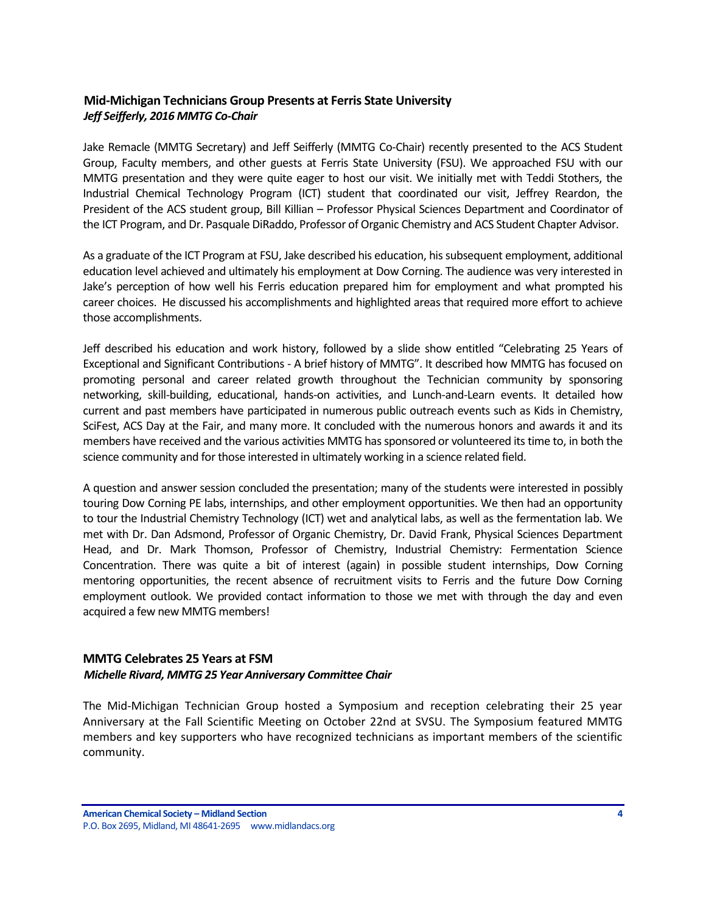## Mid-Michigan Technicians Group Presents at Ferris State University

***Jeff Seifferly, 2016 MMTG Co-Chair***

Jake Remacle (MMTG Secretary) and Jeff Seifferly (MMTG Co-Chair) recently presented to the ACS Student Group, Faculty members, and other guests at Ferris State University (FSU). We approached FSU with our MMTG presentation and they were quite eager to host our visit. We initially met with Teddi Stothers, the Industrial Chemical Technology Program (ICT) student that coordinated our visit, Jeffrey Reardon, the President of the ACS student group, Bill Killian – Professor Physical Sciences Department and Coordinator of the ICT Program, and Dr. Pasquale DiRaddo, Professor of Organic Chemistry and ACS Student Chapter Advisor.

As a graduate of the ICT Program at FSU, Jake described his education, his subsequent employment, additional education level achieved and ultimately his employment at Dow Corning. The audience was very interested in Jake's perception of how well his Ferris education prepared him for employment and what prompted his career choices. He discussed his accomplishments and highlighted areas that required more effort to achieve those accomplishments.

Jeff described his education and work history, followed by a slide show entitled "Celebrating 25 Years of Exceptional and Significant Contributions - A brief history of MMTG". It described how MMTG has focused on promoting personal and career related growth throughout the Technician community by sponsoring networking, skill-building, educational, hands-on activities, and Lunch-and-Learn events. It detailed how current and past members have participated in numerous public outreach events such as Kids in Chemistry, SciFest, ACS Day at the Fair, and many more. It concluded with the numerous honors and awards it and its members have received and the various activities MMTG has sponsored or volunteered its time to, in both the science community and for those interested in ultimately working in a science related field.

A question and answer session concluded the presentation; many of the students were interested in possibly touring Dow Corning PE labs, internships, and other employment opportunities. We then had an opportunity to tour the Industrial Chemistry Technology (ICT) wet and analytical labs, as well as the fermentation lab. We met with Dr. Dan Adsmond, Professor of Organic Chemistry, Dr. David Frank, Physical Sciences Department Head, and Dr. Mark Thomson, Professor of Chemistry, Industrial Chemistry: Fermentation Science Concentration. There was quite a bit of interest (again) in possible student internships, Dow Corning mentoring opportunities, the recent absence of recruitment visits to Ferris and the future Dow Corning employment outlook. We provided contact information to those we met with through the day and even acquired a few new MMTG members!

## MMTG Celebrates 25 Years at FSM

***Michelle Rivard, MMTG 25 Year Anniversary Committee Chair***

The Mid-Michigan Technician Group hosted a Symposium and reception celebrating their 25 year Anniversary at the Fall Scientific Meeting on October 22nd at SVSU. The Symposium featured MMTG members and key supporters who have recognized technicians as important members of the scientific community.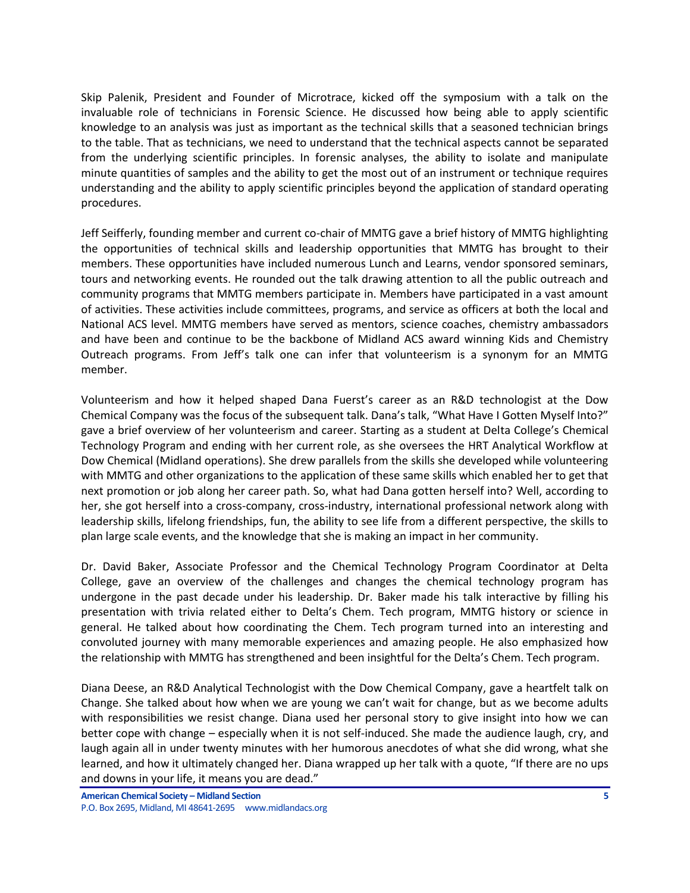Skip Palenik, President and Founder of Microtrace, kicked off the symposium with a talk on the invaluable role of technicians in Forensic Science. He discussed how being able to apply scientific knowledge to an analysis was just as important as the technical skills that a seasoned technician brings to the table. That as technicians, we need to understand that the technical aspects cannot be separated from the underlying scientific principles. In forensic analyses, the ability to isolate and manipulate minute quantities of samples and the ability to get the most out of an instrument or technique requires understanding and the ability to apply scientific principles beyond the application of standard operating procedures.

Jeff Seifferly, founding member and current co-chair of MMTG gave a brief history of MMTG highlighting the opportunities of technical skills and leadership opportunities that MMTG has brought to their members. These opportunities have included numerous Lunch and Learns, vendor sponsored seminars, tours and networking events. He rounded out the talk drawing attention to all the public outreach and community programs that MMTG members participate in. Members have participated in a vast amount of activities. These activities include committees, programs, and service as officers at both the local and National ACS level. MMTG members have served as mentors, science coaches, chemistry ambassadors and have been and continue to be the backbone of Midland ACS award winning Kids and Chemistry Outreach programs. From Jeff's talk one can infer that volunteerism is a synonym for an MMTG member.

Volunteerism and how it helped shaped Dana Fuerst's career as an R&D technologist at the Dow Chemical Company was the focus of the subsequent talk. Dana's talk, "What Have I Gotten Myself Into?" gave a brief overview of her volunteerism and career. Starting as a student at Delta College's Chemical Technology Program and ending with her current role, as she oversees the HRT Analytical Workflow at Dow Chemical (Midland operations). She drew parallels from the skills she developed while volunteering with MMTG and other organizations to the application of these same skills which enabled her to get that next promotion or job along her career path. So, what had Dana gotten herself into? Well, according to her, she got herself into a cross-company, cross-industry, international professional network along with leadership skills, lifelong friendships, fun, the ability to see life from a different perspective, the skills to plan large scale events, and the knowledge that she is making an impact in her community.

Dr. David Baker, Associate Professor and the Chemical Technology Program Coordinator at Delta College, gave an overview of the challenges and changes the chemical technology program has undergone in the past decade under his leadership. Dr. Baker made his talk interactive by filling his presentation with trivia related either to Delta's Chem. Tech program, MMTG history or science in general. He talked about how coordinating the Chem. Tech program turned into an interesting and convoluted journey with many memorable experiences and amazing people. He also emphasized how the relationship with MMTG has strengthened and been insightful for the Delta's Chem. Tech program.

Diana Deese, an R&D Analytical Technologist with the Dow Chemical Company, gave a heartfelt talk on Change. She talked about how when we are young we can't wait for change, but as we become adults with responsibilities we resist change. Diana used her personal story to give insight into how we can better cope with change – especially when it is not self-induced. She made the audience laugh, cry, and laugh again all in under twenty minutes with her humorous anecdotes of what she did wrong, what she learned, and how it ultimately changed her. Diana wrapped up her talk with a quote, "If there are no ups and downs in your life, it means you are dead."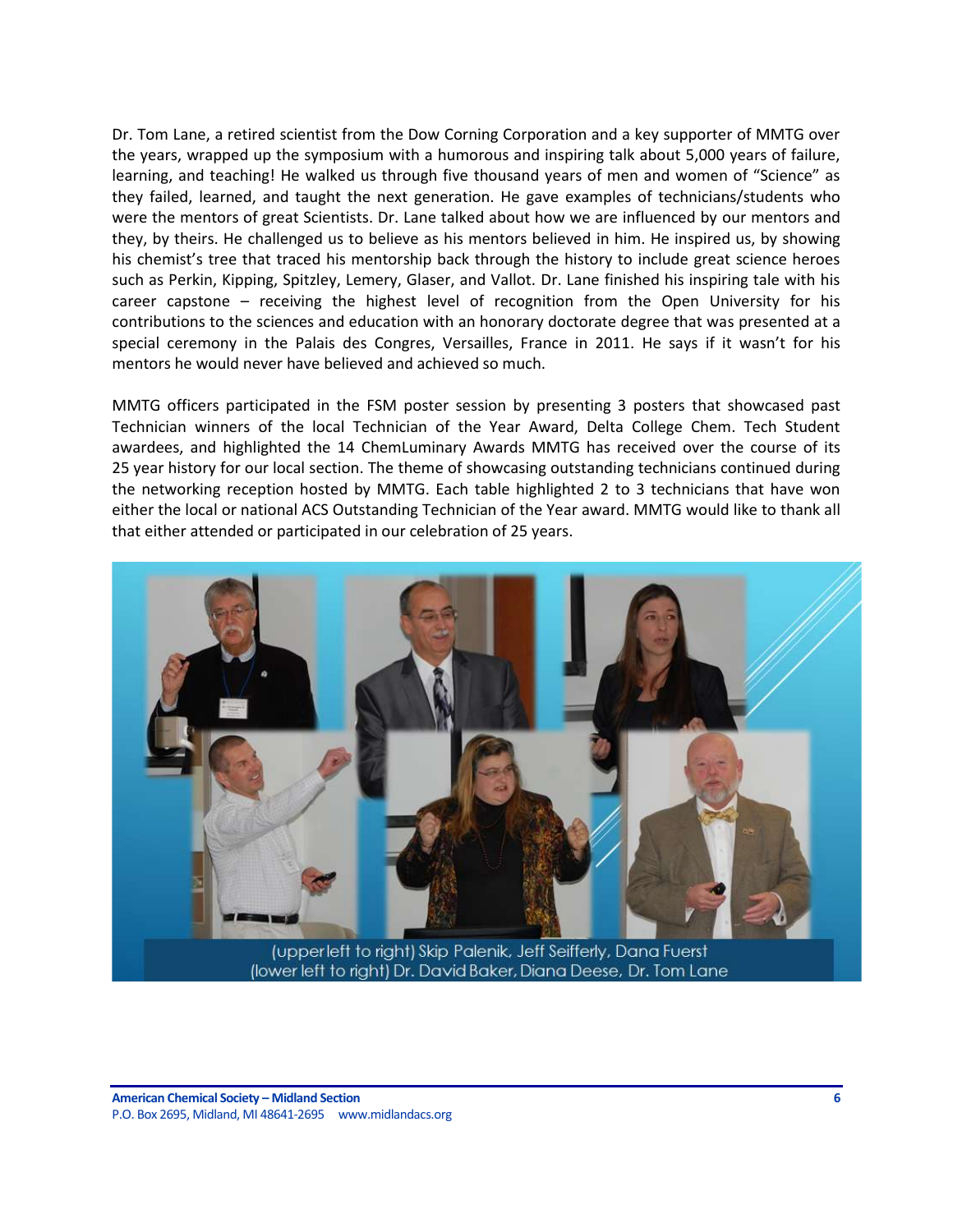Dr. Tom Lane, a retired scientist from the Dow Corning Corporation and a key supporter of MMTG over the years, wrapped up the symposium with a humorous and inspiring talk about 5,000 years of failure, learning, and teaching! He walked us through five thousand years of men and women of "Science" as they failed, learned, and taught the next generation. He gave examples of technicians/students who were the mentors of great Scientists. Dr. Lane talked about how we are influenced by our mentors and they, by theirs. He challenged us to believe as his mentors believed in him. He inspired us, by showing his chemist's tree that traced his mentorship back through the history to include great science heroes such as Perkin, Kipping, Spitzley, Lemery, Glaser, and Vallot. Dr. Lane finished his inspiring tale with his career capstone – receiving the highest level of recognition from the Open University for his contributions to the sciences and education with an honorary doctorate degree that was presented at a special ceremony in the Palais des Congres, Versailles, France in 2011. He says if it wasn't for his mentors he would never have believed and achieved so much.

MMTG officers participated in the FSM poster session by presenting 3 posters that showcased past Technician winners of the local Technician of the Year Award, Delta College Chem. Tech Student awardees, and highlighted the 14 ChemLuminary Awards MMTG has received over the course of its 25 year history for our local section. The theme of showcasing outstanding technicians continued during the networking reception hosted by MMTG. Each table highlighted 2 to 3 technicians that have won either the local or national ACS Outstanding Technician of the Year award. MMTG would like to thank all that either attended or participated in our celebration of 25 years.

(upper left to right) Skip Palenik, Jeff Seifferly, Dana Fuerst
(lower left to right) Dr. David Baker, Diana Deese, Dr. Tom Lane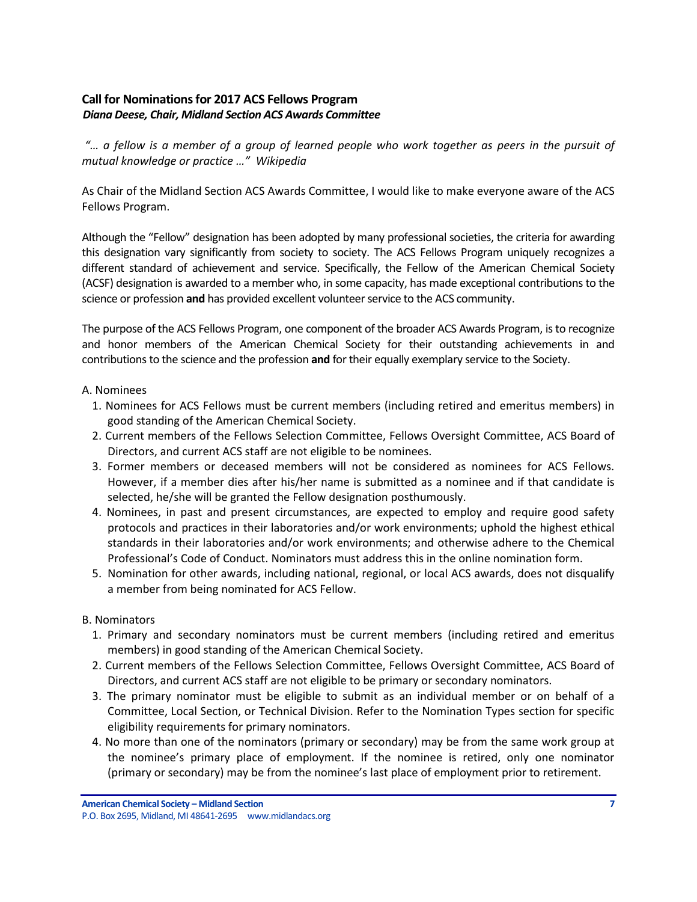### Call for Nominations for 2017 ACS Fellows Program

***Diana Deese, Chair, Midland Section ACS Awards Committee***

*"… a fellow is a member of a group of learned people who work together as peers in the pursuit of mutual knowledge or practice …" Wikipedia*

As Chair of the Midland Section ACS Awards Committee, I would like to make everyone aware of the ACS Fellows Program.

Although the "Fellow" designation has been adopted by many professional societies, the criteria for awarding this designation vary significantly from society to society. The ACS Fellows Program uniquely recognizes a different standard of achievement and service. Specifically, the Fellow of the American Chemical Society (ACSF) designation is awarded to a member who, in some capacity, has made exceptional contributions to the science or profession **and** has provided excellent volunteer service to the ACS community.

The purpose of the ACS Fellows Program, one component of the broader ACS Awards Program, is to recognize and honor members of the American Chemical Society for their outstanding achievements in and contributions to the science and the profession **and** for their equally exemplary service to the Society.

A. Nominees

1. Nominees for ACS Fellows must be current members (including retired and emeritus members) in good standing of the American Chemical Society.
2. Current members of the Fellows Selection Committee, Fellows Oversight Committee, ACS Board of Directors, and current ACS staff are not eligible to be nominees.
3. Former members or deceased members will not be considered as nominees for ACS Fellows. However, if a member dies after his/her name is submitted as a nominee and if that candidate is selected, he/she will be granted the Fellow designation posthumously.
4. Nominees, in past and present circumstances, are expected to employ and require good safety protocols and practices in their laboratories and/or work environments; uphold the highest ethical standards in their laboratories and/or work environments; and otherwise adhere to the Chemical Professional's Code of Conduct. Nominators must address this in the online nomination form.
5. Nomination for other awards, including national, regional, or local ACS awards, does not disqualify a member from being nominated for ACS Fellow.

B. Nominators

1. Primary and secondary nominators must be current members (including retired and emeritus members) in good standing of the American Chemical Society.
2. Current members of the Fellows Selection Committee, Fellows Oversight Committee, ACS Board of Directors, and current ACS staff are not eligible to be primary or secondary nominators.
3. The primary nominator must be eligible to submit as an individual member or on behalf of a Committee, Local Section, or Technical Division. Refer to the Nomination Types section for specific eligibility requirements for primary nominators.
4. No more than one of the nominators (primary or secondary) may be from the same work group at the nominee's primary place of employment. If the nominee is retired, only one nominator (primary or secondary) may be from the nominee's last place of employment prior to retirement.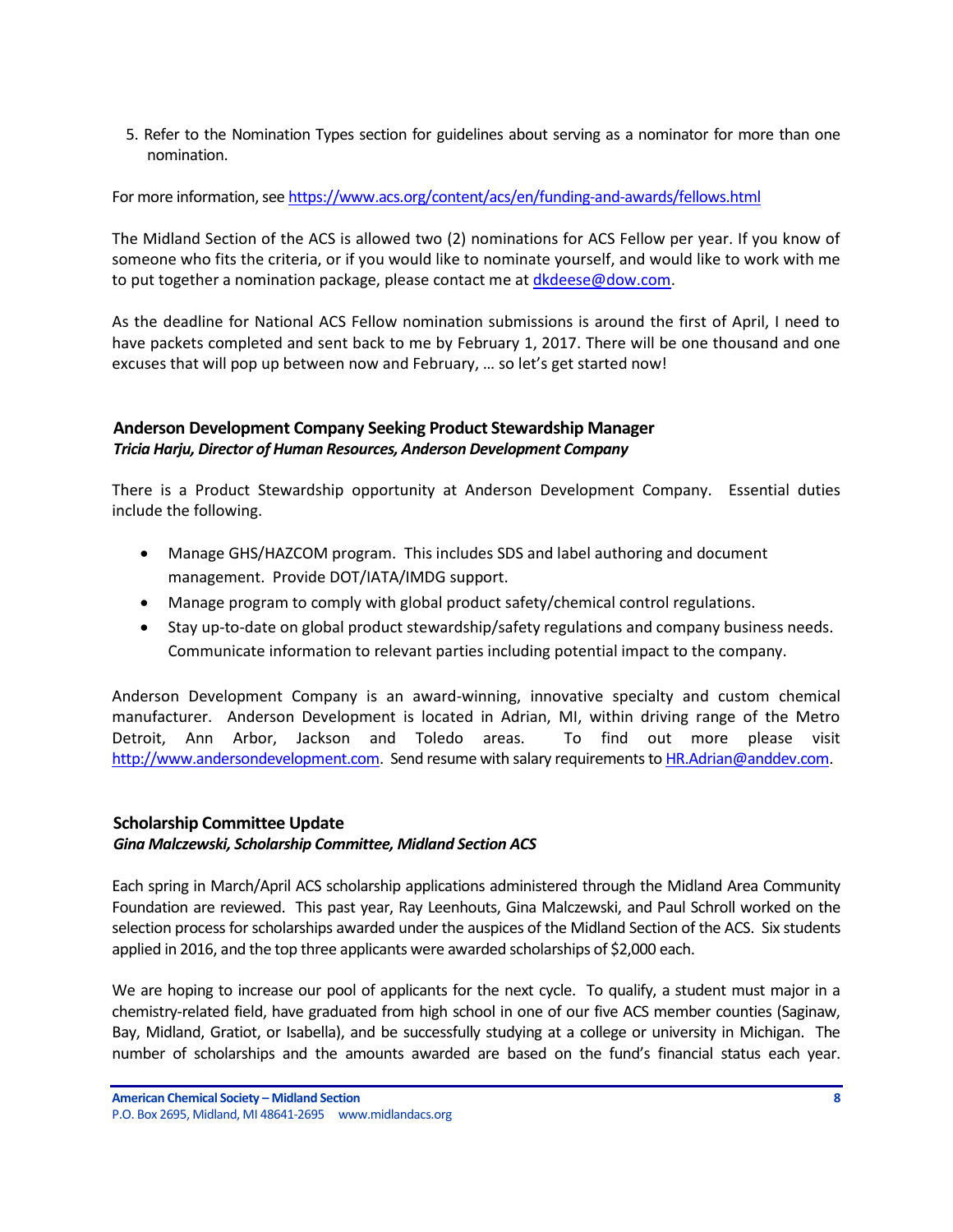5. Refer to the Nomination Types section for guidelines about serving as a nominator for more than one nomination.

For more information, see https://www.acs.org/content/acs/en/funding-and-awards/fellows.html

The Midland Section of the ACS is allowed two (2) nominations for ACS Fellow per year. If you know of someone who fits the criteria, or if you would like to nominate yourself, and would like to work with me to put together a nomination package, please contact me at dkdeese@dow.com.

As the deadline for National ACS Fellow nomination submissions is around the first of April, I need to have packets completed and sent back to me by February 1, 2017. There will be one thousand and one excuses that will pop up between now and February, … so let's get started now!

### Anderson Development Company Seeking Product Stewardship Manager

***Tricia Harju, Director of Human Resources, Anderson Development Company***

There is a Product Stewardship opportunity at Anderson Development Company. Essential duties include the following.

- Manage GHS/HAZCOM program. This includes SDS and label authoring and document management. Provide DOT/IATA/IMDG support.
- Manage program to comply with global product safety/chemical control regulations.
- Stay up-to-date on global product stewardship/safety regulations and company business needs. Communicate information to relevant parties including potential impact to the company.

Anderson Development Company is an award-winning, innovative specialty and custom chemical manufacturer. Anderson Development is located in Adrian, MI, within driving range of the Metro Detroit, Ann Arbor, Jackson and Toledo areas. To find out more please visit http://www.andersondevelopment.com. Send resume with salary requirements to HR.Adrian@anddev.com.

### Scholarship Committee Update

***Gina Malczewski, Scholarship Committee, Midland Section ACS***

Each spring in March/April ACS scholarship applications administered through the Midland Area Community Foundation are reviewed. This past year, Ray Leenhouts, Gina Malczewski, and Paul Schroll worked on the selection process for scholarships awarded under the auspices of the Midland Section of the ACS. Six students applied in 2016, and the top three applicants were awarded scholarships of $2,000 each.

We are hoping to increase our pool of applicants for the next cycle. To qualify, a student must major in a chemistry-related field, have graduated from high school in one of our five ACS member counties (Saginaw, Bay, Midland, Gratiot, or Isabella), and be successfully studying at a college or university in Michigan. The number of scholarships and the amounts awarded are based on the fund's financial status each year.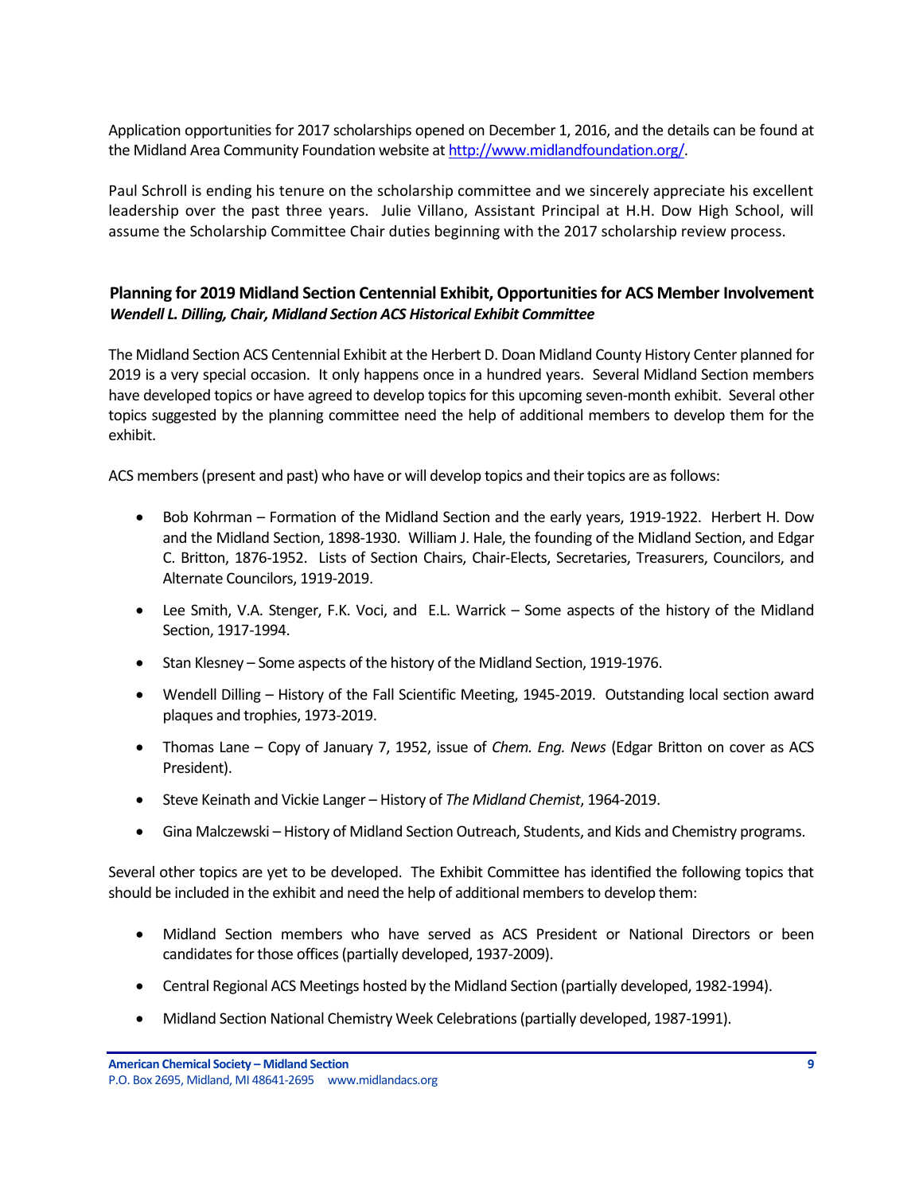Application opportunities for 2017 scholarships opened on December 1, 2016, and the details can be found at the Midland Area Community Foundation website at [http://www.midlandfoundation.org/](http://www.midlandfoundation.org/).

Paul Schroll is ending his tenure on the scholarship committee and we sincerely appreciate his excellent leadership over the past three years. Julie Villano, Assistant Principal at H.H. Dow High School, will assume the Scholarship Committee Chair duties beginning with the 2017 scholarship review process.

### Planning for 2019 Midland Section Centennial Exhibit, Opportunities for ACS Member Involvement

***Wendell L. Dilling, Chair, Midland Section ACS Historical Exhibit Committee***

The Midland Section ACS Centennial Exhibit at the Herbert D. Doan Midland County History Center planned for 2019 is a very special occasion. It only happens once in a hundred years. Several Midland Section members have developed topics or have agreed to develop topics for this upcoming seven-month exhibit. Several other topics suggested by the planning committee need the help of additional members to develop them for the exhibit.

ACS members (present and past) who have or will develop topics and their topics are as follows:

- Bob Kohrman – Formation of the Midland Section and the early years, 1919-1922. Herbert H. Dow and the Midland Section, 1898-1930. William J. Hale, the founding of the Midland Section, and Edgar C. Britton, 1876-1952. Lists of Section Chairs, Chair-Elects, Secretaries, Treasurers, Councilors, and Alternate Councilors, 1919-2019.
- Lee Smith, V.A. Stenger, F.K. Voci, and E.L. Warrick – Some aspects of the history of the Midland Section, 1917-1994.
- Stan Klesney – Some aspects of the history of the Midland Section, 1919-1976.
- Wendell Dilling – History of the Fall Scientific Meeting, 1945-2019. Outstanding local section award plaques and trophies, 1973-2019.
- Thomas Lane – Copy of January 7, 1952, issue of *Chem. Eng. News* (Edgar Britton on cover as ACS President).
- Steve Keinath and Vickie Langer – History of *The Midland Chemist*, 1964-2019.
- Gina Malczewski – History of Midland Section Outreach, Students, and Kids and Chemistry programs.

Several other topics are yet to be developed. The Exhibit Committee has identified the following topics that should be included in the exhibit and need the help of additional members to develop them:

- Midland Section members who have served as ACS President or National Directors or been candidates for those offices (partially developed, 1937-2009).
- Central Regional ACS Meetings hosted by the Midland Section (partially developed, 1982-1994).
- Midland Section National Chemistry Week Celebrations (partially developed, 1987-1991).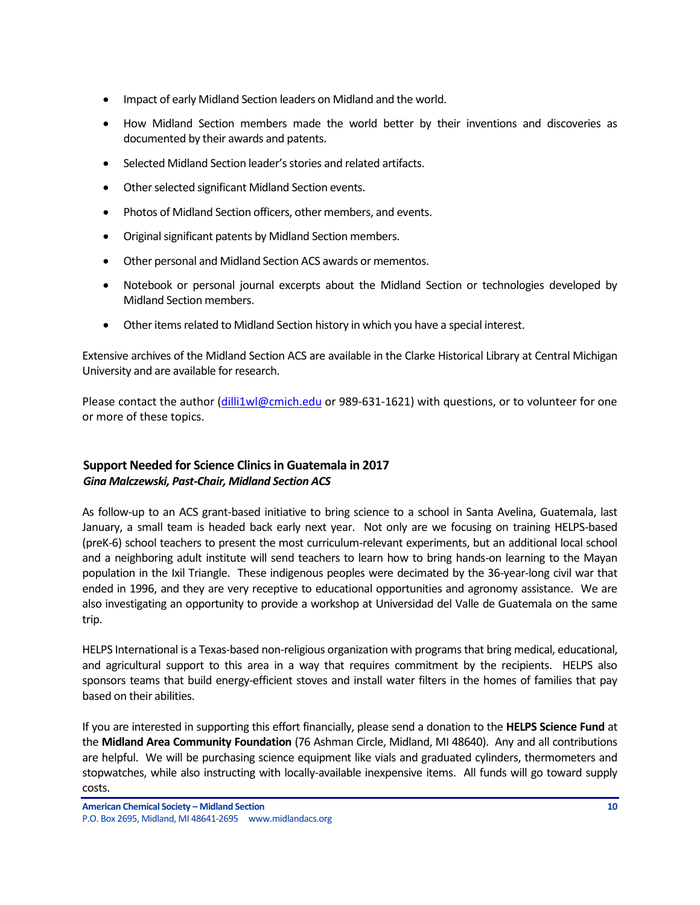- Impact of early Midland Section leaders on Midland and the world.
- How Midland Section members made the world better by their inventions and discoveries as documented by their awards and patents.
- Selected Midland Section leader's stories and related artifacts.
- Other selected significant Midland Section events.
- Photos of Midland Section officers, other members, and events.
- Original significant patents by Midland Section members.
- Other personal and Midland Section ACS awards or mementos.
- Notebook or personal journal excerpts about the Midland Section or technologies developed by Midland Section members.
- Other items related to Midland Section history in which you have a special interest.

Extensive archives of the Midland Section ACS are available in the Clarke Historical Library at Central Michigan University and are available for research.

Please contact the author (dilli1wl@cmich.edu or 989-631-1621) with questions, or to volunteer for one or more of these topics.

## Support Needed for Science Clinics in Guatemala in 2017

***Gina Malczewski, Past-Chair, Midland Section ACS***

As follow-up to an ACS grant-based initiative to bring science to a school in Santa Avelina, Guatemala, last January, a small team is headed back early next year. Not only are we focusing on training HELPS-based (preK-6) school teachers to present the most curriculum-relevant experiments, but an additional local school and a neighboring adult institute will send teachers to learn how to bring hands-on learning to the Mayan population in the Ixil Triangle. These indigenous peoples were decimated by the 36-year-long civil war that ended in 1996, and they are very receptive to educational opportunities and agronomy assistance. We are also investigating an opportunity to provide a workshop at Universidad del Valle de Guatemala on the same trip.

HELPS International is a Texas-based non-religious organization with programs that bring medical, educational, and agricultural support to this area in a way that requires commitment by the recipients. HELPS also sponsors teams that build energy-efficient stoves and install water filters in the homes of families that pay based on their abilities.

If you are interested in supporting this effort financially, please send a donation to the **HELPS Science Fund** at the **Midland Area Community Foundation** (76 Ashman Circle, Midland, MI 48640). Any and all contributions are helpful. We will be purchasing science equipment like vials and graduated cylinders, thermometers and stopwatches, while also instructing with locally-available inexpensive items. All funds will go toward supply costs.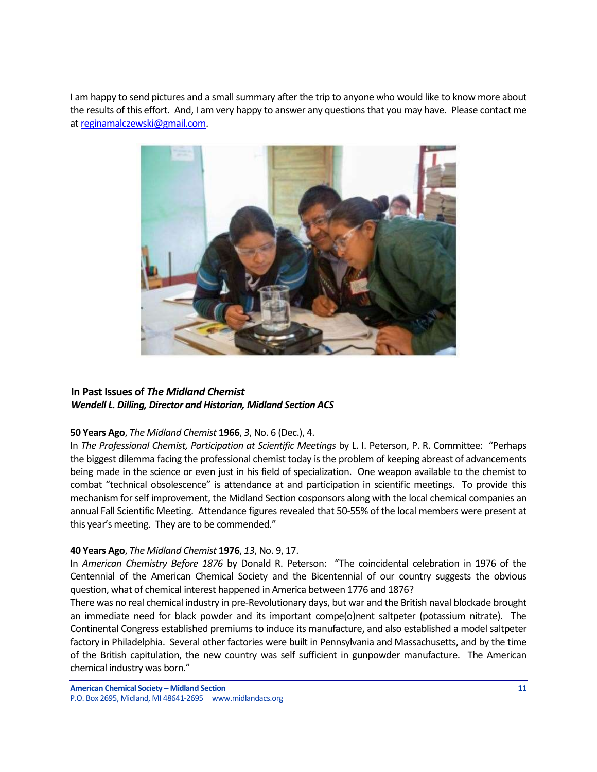I am happy to send pictures and a small summary after the trip to anyone who would like to know more about the results of this effort. And, I am very happy to answer any questions that you may have. Please contact me at reginamalczewski@gmail.com.

### In Past Issues of *The Midland Chemist*

***Wendell L. Dilling, Director and Historian, Midland Section ACS***

**50 Years Ago**, *The Midland Chemist* **1966**, *3*, No. 6 (Dec.), 4.

In *The Professional Chemist, Participation at Scientific Meetings* by L. I. Peterson, P. R. Committee: "Perhaps the biggest dilemma facing the professional chemist today is the problem of keeping abreast of advancements being made in the science or even just in his field of specialization. One weapon available to the chemist to combat "technical obsolescence" is attendance at and participation in scientific meetings. To provide this mechanism for self improvement, the Midland Section cosponsors along with the local chemical companies an annual Fall Scientific Meeting. Attendance figures revealed that 50-55% of the local members were present at this year's meeting. They are to be commended."

**40 Years Ago**, *The Midland Chemist* **1976**, *13*, No. 9, 17.

In *American Chemistry Before 1876* by Donald R. Peterson: "The coincidental celebration in 1976 of the Centennial of the American Chemical Society and the Bicentennial of our country suggests the obvious question, what of chemical interest happened in America between 1776 and 1876?

There was no real chemical industry in pre-Revolutionary days, but war and the British naval blockade brought an immediate need for black powder and its important compe(o)nent saltpeter (potassium nitrate). The Continental Congress established premiums to induce its manufacture, and also established a model saltpeter factory in Philadelphia. Several other factories were built in Pennsylvania and Massachusetts, and by the time of the British capitulation, the new country was self sufficient in gunpowder manufacture. The American chemical industry was born."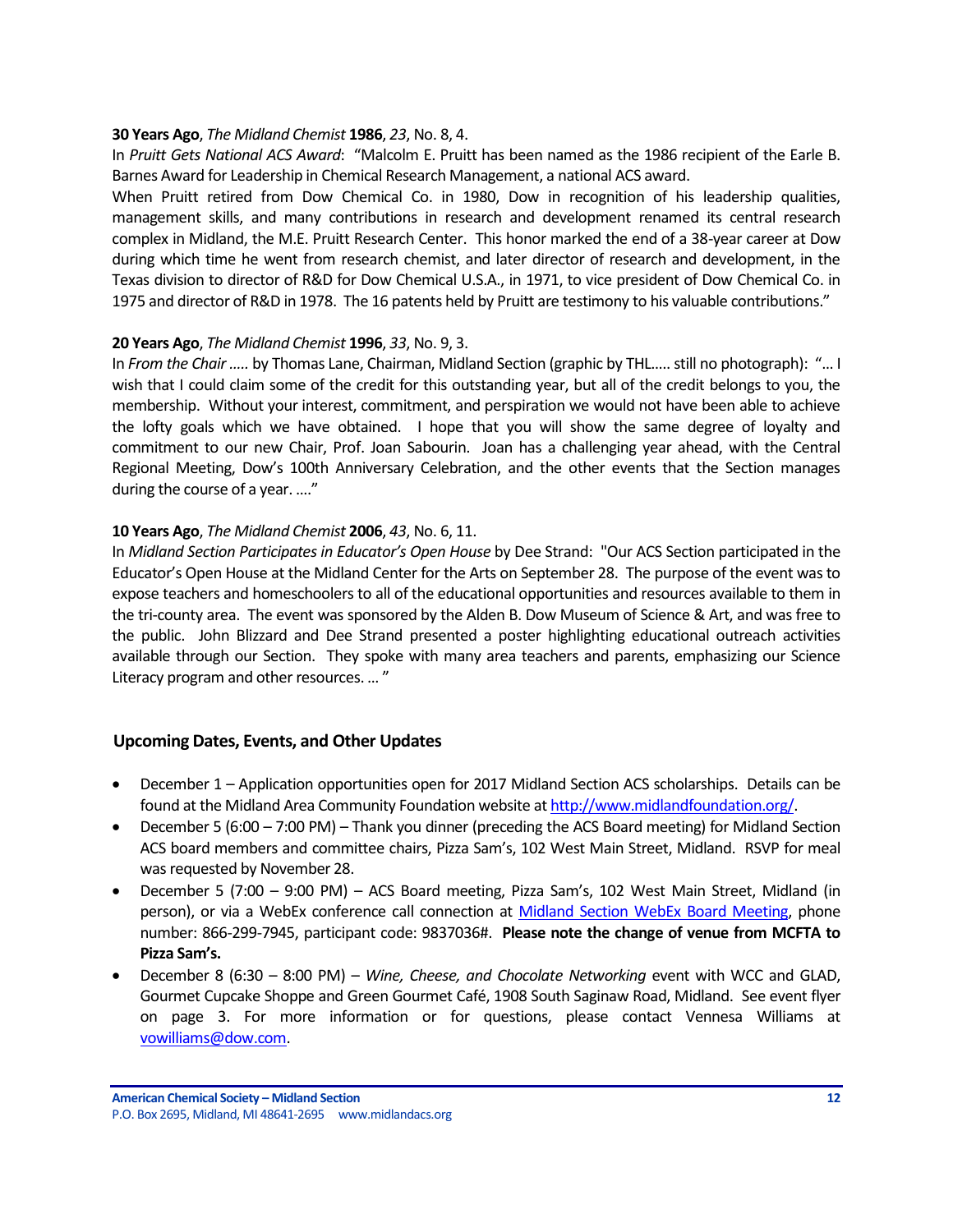**30 Years Ago**, *The Midland Chemist* **1986**, *23*, No. 8, 4.

In *Pruitt Gets National ACS Award*: "Malcolm E. Pruitt has been named as the 1986 recipient of the Earle B. Barnes Award for Leadership in Chemical Research Management, a national ACS award.

When Pruitt retired from Dow Chemical Co. in 1980, Dow in recognition of his leadership qualities, management skills, and many contributions in research and development renamed its central research complex in Midland, the M.E. Pruitt Research Center. This honor marked the end of a 38-year career at Dow during which time he went from research chemist, and later director of research and development, in the Texas division to director of R&D for Dow Chemical U.S.A., in 1971, to vice president of Dow Chemical Co. in 1975 and director of R&D in 1978. The 16 patents held by Pruitt are testimony to his valuable contributions."

**20 Years Ago**, *The Midland Chemist* **1996**, *33*, No. 9, 3.

In *From the Chair .....* by Thomas Lane, Chairman, Midland Section (graphic by THL..... still no photograph): "... I wish that I could claim some of the credit for this outstanding year, but all of the credit belongs to you, the membership. Without your interest, commitment, and perspiration we would not have been able to achieve the lofty goals which we have obtained. I hope that you will show the same degree of loyalty and commitment to our new Chair, Prof. Joan Sabourin. Joan has a challenging year ahead, with the Central Regional Meeting, Dow's 100th Anniversary Celebration, and the other events that the Section manages during the course of a year. ...."

**10 Years Ago**, *The Midland Chemist* **2006**, *43*, No. 6, 11.

In *Midland Section Participates in Educator's Open House* by Dee Strand: "Our ACS Section participated in the Educator's Open House at the Midland Center for the Arts on September 28. The purpose of the event was to expose teachers and homeschoolers to all of the educational opportunities and resources available to them in the tri-county area. The event was sponsored by the Alden B. Dow Museum of Science & Art, and was free to the public. John Blizzard and Dee Strand presented a poster highlighting educational outreach activities available through our Section. They spoke with many area teachers and parents, emphasizing our Science Literacy program and other resources. ... "

## Upcoming Dates, Events, and Other Updates

- December 1 – Application opportunities open for 2017 Midland Section ACS scholarships. Details can be found at the Midland Area Community Foundation website at http://www.midlandfoundation.org/.
- December 5 (6:00 – 7:00 PM) – Thank you dinner (preceding the ACS Board meeting) for Midland Section ACS board members and committee chairs, Pizza Sam's, 102 West Main Street, Midland. RSVP for meal was requested by November 28.
- December 5 (7:00 – 9:00 PM) – ACS Board meeting, Pizza Sam's, 102 West Main Street, Midland (in person), or via a WebEx conference call connection at Midland Section WebEx Board Meeting, phone number: 866-299-7945, participant code: 9837036#. **Please note the change of venue from MCFTA to Pizza Sam's.**
- December 8 (6:30 – 8:00 PM) – *Wine, Cheese, and Chocolate Networking* event with WCC and GLAD, Gourmet Cupcake Shoppe and Green Gourmet Café, 1908 South Saginaw Road, Midland. See event flyer on page 3. For more information or for questions, please contact Vennesa Williams at vowilliams@dow.com.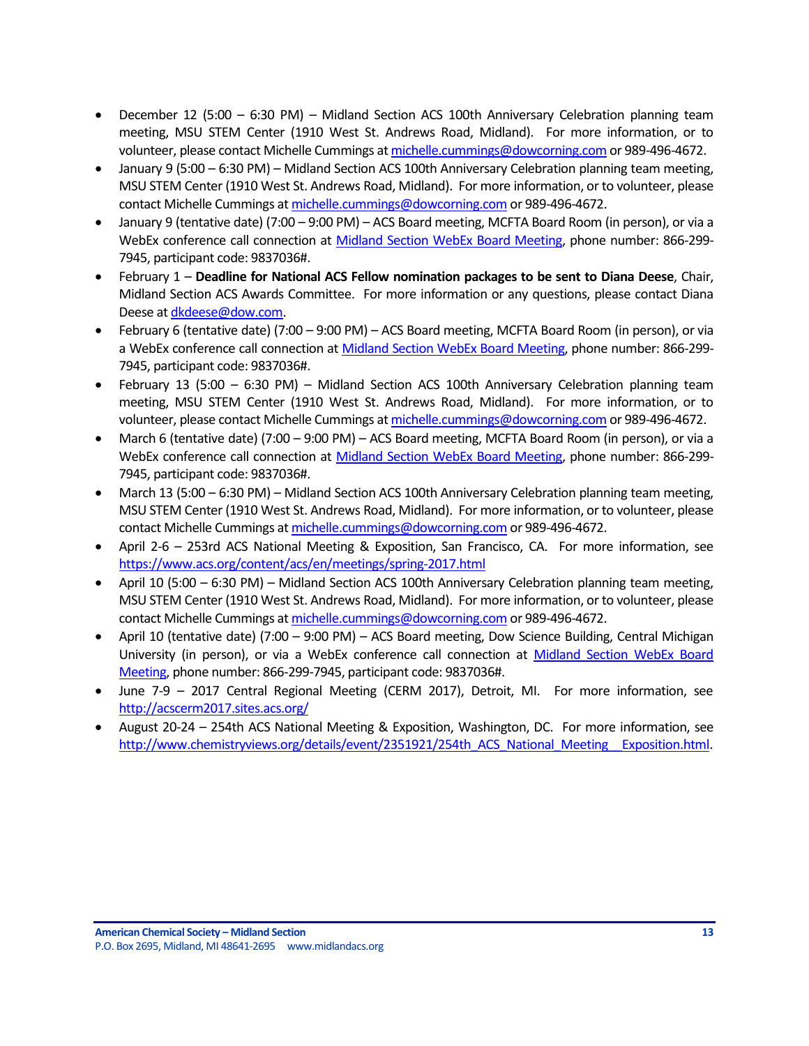- December 12 (5:00 – 6:30 PM) – Midland Section ACS 100th Anniversary Celebration planning team meeting, MSU STEM Center (1910 West St. Andrews Road, Midland). For more information, or to volunteer, please contact Michelle Cummings at michelle.cummings@dowcorning.com or 989-496-4672.
- January 9 (5:00 – 6:30 PM) – Midland Section ACS 100th Anniversary Celebration planning team meeting, MSU STEM Center (1910 West St. Andrews Road, Midland). For more information, or to volunteer, please contact Michelle Cummings at michelle.cummings@dowcorning.com or 989-496-4672.
- January 9 (tentative date) (7:00 – 9:00 PM) – ACS Board meeting, MCFTA Board Room (in person), or via a WebEx conference call connection at Midland Section WebEx Board Meeting, phone number: 866-299-7945, participant code: 9837036#.
- February 1 – **Deadline for National ACS Fellow nomination packages to be sent to Diana Deese**, Chair, Midland Section ACS Awards Committee. For more information or any questions, please contact Diana Deese at dkdeese@dow.com.
- February 6 (tentative date) (7:00 – 9:00 PM) – ACS Board meeting, MCFTA Board Room (in person), or via a WebEx conference call connection at Midland Section WebEx Board Meeting, phone number: 866-299-7945, participant code: 9837036#.
- February 13 (5:00 – 6:30 PM) – Midland Section ACS 100th Anniversary Celebration planning team meeting, MSU STEM Center (1910 West St. Andrews Road, Midland). For more information, or to volunteer, please contact Michelle Cummings at michelle.cummings@dowcorning.com or 989-496-4672.
- March 6 (tentative date) (7:00 – 9:00 PM) – ACS Board meeting, MCFTA Board Room (in person), or via a WebEx conference call connection at Midland Section WebEx Board Meeting, phone number: 866-299-7945, participant code: 9837036#.
- March 13 (5:00 – 6:30 PM) – Midland Section ACS 100th Anniversary Celebration planning team meeting, MSU STEM Center (1910 West St. Andrews Road, Midland). For more information, or to volunteer, please contact Michelle Cummings at michelle.cummings@dowcorning.com or 989-496-4672.
- April 2-6 – 253rd ACS National Meeting & Exposition, San Francisco, CA. For more information, see https://www.acs.org/content/acs/en/meetings/spring-2017.html
- April 10 (5:00 – 6:30 PM) – Midland Section ACS 100th Anniversary Celebration planning team meeting, MSU STEM Center (1910 West St. Andrews Road, Midland). For more information, or to volunteer, please contact Michelle Cummings at michelle.cummings@dowcorning.com or 989-496-4672.
- April 10 (tentative date) (7:00 – 9:00 PM) – ACS Board meeting, Dow Science Building, Central Michigan University (in person), or via a WebEx conference call connection at Midland Section WebEx Board Meeting, phone number: 866-299-7945, participant code: 9837036#.
- June 7-9 – 2017 Central Regional Meeting (CERM 2017), Detroit, MI. For more information, see http://acscerm2017.sites.acs.org/
- August 20-24 – 254th ACS National Meeting & Exposition, Washington, DC. For more information, see http://www.chemistryviews.org/details/event/2351921/254th_ACS_National_Meeting__Exposition.html.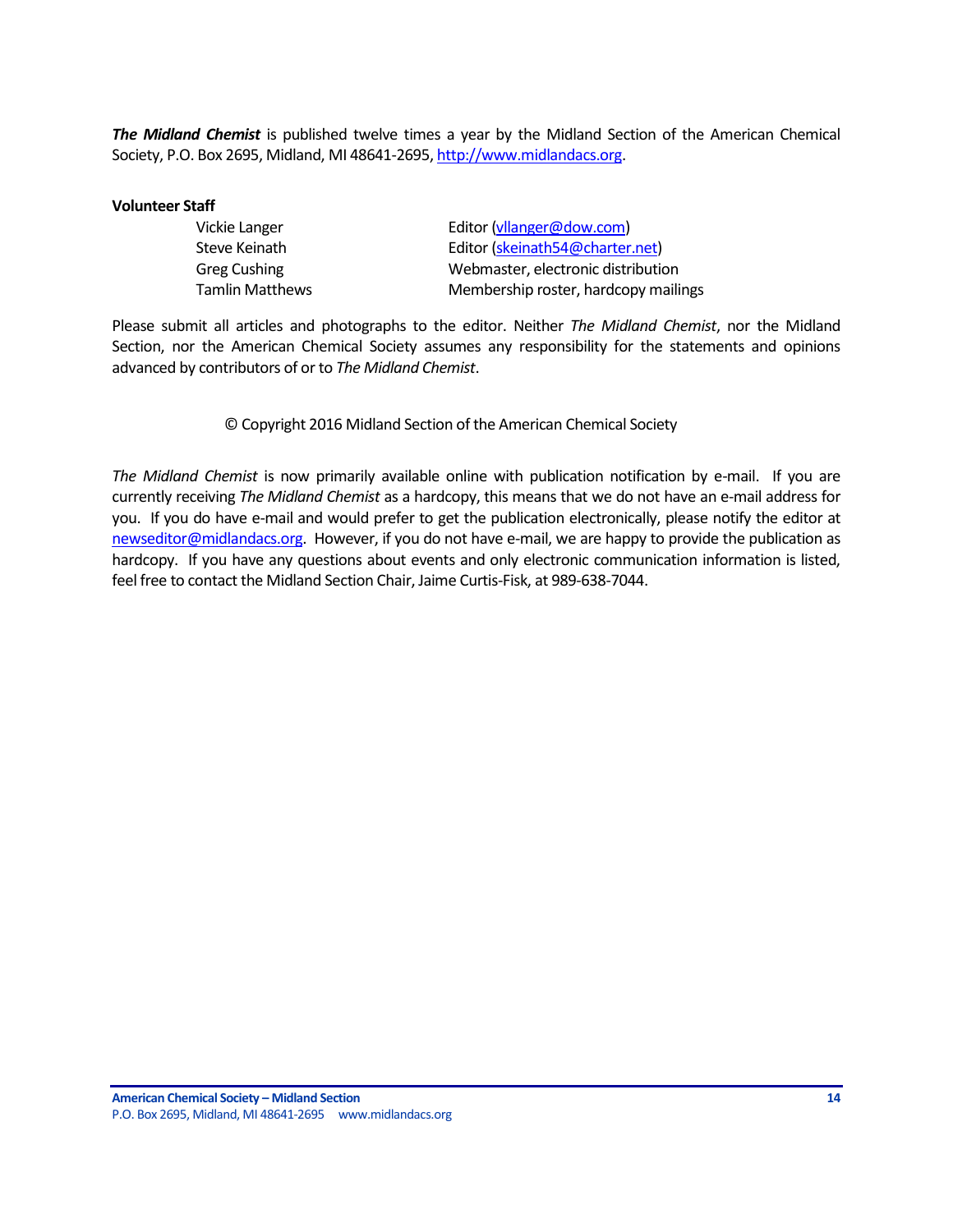***The Midland Chemist*** is published twelve times a year by the Midland Section of the American Chemical Society, P.O. Box 2695, Midland, MI 48641-2695, http://www.midlandacs.org.

**Volunteer Staff**

| | |
|---|---|
| Vickie Langer | Editor (vllanger@dow.com) |
| Steve Keinath | Editor (skeinath54@charter.net) |
| Greg Cushing | Webmaster, electronic distribution |
| Tamlin Matthews | Membership roster, hardcopy mailings |

Please submit all articles and photographs to the editor. Neither *The Midland Chemist*, nor the Midland Section, nor the American Chemical Society assumes any responsibility for the statements and opinions advanced by contributors of or to *The Midland Chemist*.

© Copyright 2016 Midland Section of the American Chemical Society

*The Midland Chemist* is now primarily available online with publication notification by e-mail. If you are currently receiving *The Midland Chemist* as a hardcopy, this means that we do not have an e-mail address for you. If you do have e-mail and would prefer to get the publication electronically, please notify the editor at newseditor@midlandacs.org. However, if you do not have e-mail, we are happy to provide the publication as hardcopy. If you have any questions about events and only electronic communication information is listed, feel free to contact the Midland Section Chair, Jaime Curtis-Fisk, at 989-638-7044.